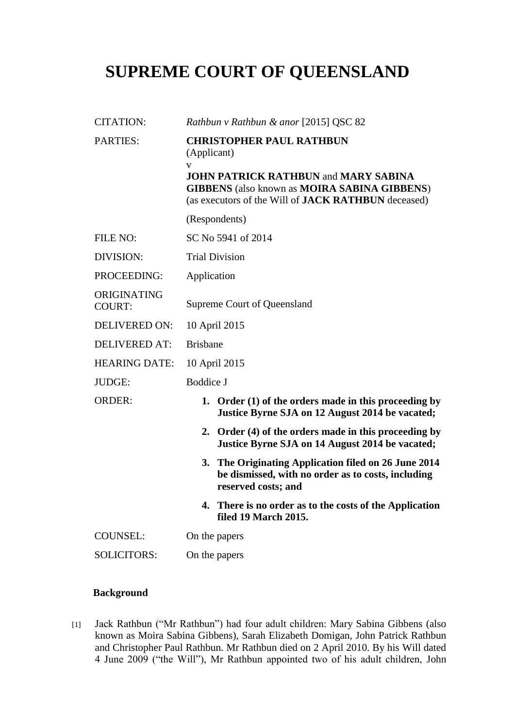# SUPREME COURT OF QUEENSLAND

| | |
|---|---|
| CITATION: | *Rathbun v Rathbun & anor* [2015] QSC 82 |
| PARTIES: | **CHRISTOPHER PAUL RATHBUN** (Applicant) v **JOHN PATRICK RATHBUN** and **MARY SABINA GIBBENS** (also known as **MOIRA SABINA GIBBENS**) (as executors of the Will of **JACK RATHBUN** deceased) (Respondents) |
| FILE NO: | SC No 5941 of 2014 |
| DIVISION: | Trial Division |
| PROCEEDING: | Application |
| ORIGINATING COURT: | Supreme Court of Queensland |
| DELIVERED ON: | 10 April 2015 |
| DELIVERED AT: | Brisbane |
| HEARING DATE: | 10 April 2015 |
| JUDGE: | Boddice J |
| ORDER: | **1. Order (1) of the orders made in this proceeding by Justice Byrne SJA on 12 August 2014 be vacated;** **2. Order (4) of the orders made in this proceeding by Justice Byrne SJA on 14 August 2014 be vacated;** **3. The Originating Application filed on 26 June 2014 be dismissed, with no order as to costs, including reserved costs; and** **4. There is no order as to the costs of the Application filed 19 March 2015.** |
| COUNSEL: | On the papers |
| SOLICITORS: | On the papers |

### Background

[1] Jack Rathbun ("Mr Rathbun") had four adult children: Mary Sabina Gibbens (also known as Moira Sabina Gibbens), Sarah Elizabeth Domigan, John Patrick Rathbun and Christopher Paul Rathbun. Mr Rathbun died on 2 April 2010. By his Will dated 4 June 2009 ("the Will"), Mr Rathbun appointed two of his adult children, John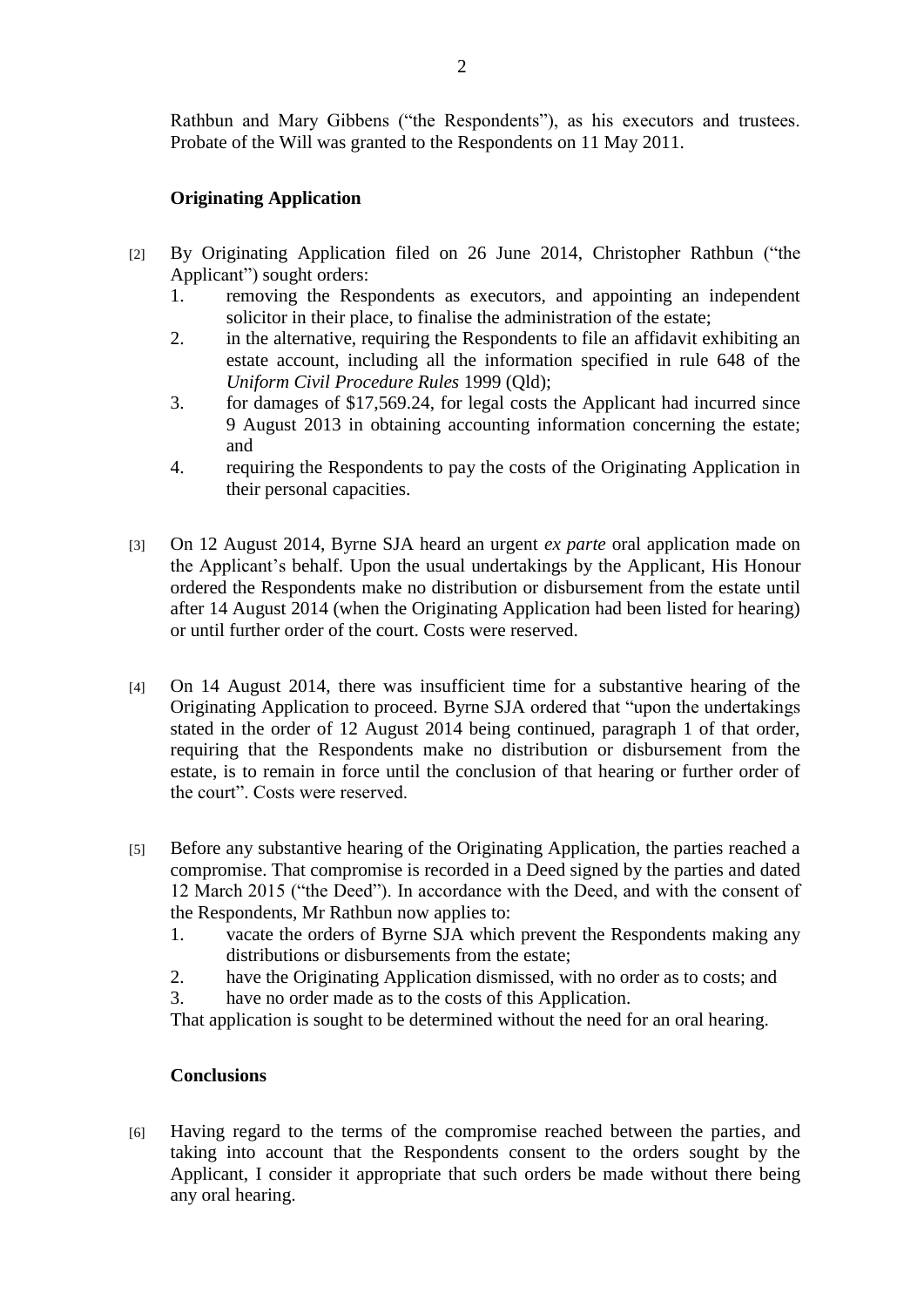Rathbun and Mary Gibbens ("the Respondents"), as his executors and trustees. Probate of the Will was granted to the Respondents on 11 May 2011.

### Originating Application

[2] By Originating Application filed on 26 June 2014, Christopher Rathbun ("the Applicant") sought orders:

1. removing the Respondents as executors, and appointing an independent solicitor in their place, to finalise the administration of the estate;
2. in the alternative, requiring the Respondents to file an affidavit exhibiting an estate account, including all the information specified in rule 648 of the *Uniform Civil Procedure Rules* 1999 (Qld);
3. for damages of $17,569.24, for legal costs the Applicant had incurred since 9 August 2013 in obtaining accounting information concerning the estate; and
4. requiring the Respondents to pay the costs of the Originating Application in their personal capacities.

[3] On 12 August 2014, Byrne SJA heard an urgent *ex parte* oral application made on the Applicant's behalf. Upon the usual undertakings by the Applicant, His Honour ordered the Respondents make no distribution or disbursement from the estate until after 14 August 2014 (when the Originating Application had been listed for hearing) or until further order of the court. Costs were reserved.

[4] On 14 August 2014, there was insufficient time for a substantive hearing of the Originating Application to proceed. Byrne SJA ordered that "upon the undertakings stated in the order of 12 August 2014 being continued, paragraph 1 of that order, requiring that the Respondents make no distribution or disbursement from the estate, is to remain in force until the conclusion of that hearing or further order of the court". Costs were reserved.

[5] Before any substantive hearing of the Originating Application, the parties reached a compromise. That compromise is recorded in a Deed signed by the parties and dated 12 March 2015 ("the Deed"). In accordance with the Deed, and with the consent of the Respondents, Mr Rathbun now applies to:

1. vacate the orders of Byrne SJA which prevent the Respondents making any distributions or disbursements from the estate;
2. have the Originating Application dismissed, with no order as to costs; and
3. have no order made as to the costs of this Application.

That application is sought to be determined without the need for an oral hearing.

### Conclusions

[6] Having regard to the terms of the compromise reached between the parties, and taking into account that the Respondents consent to the orders sought by the Applicant, I consider it appropriate that such orders be made without there being any oral hearing.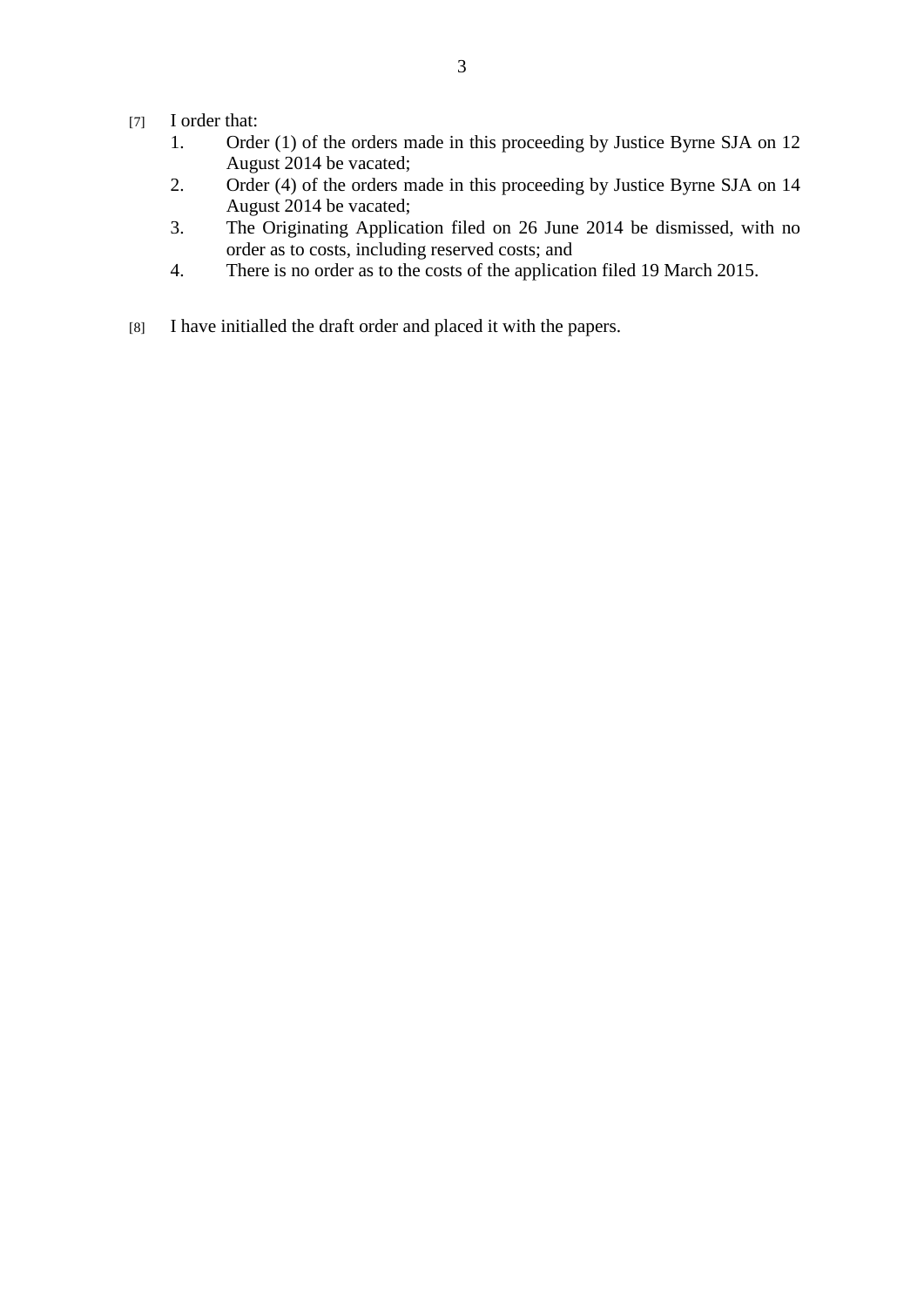[7] I order that:

1. Order (1) of the orders made in this proceeding by Justice Byrne SJA on 12 August 2014 be vacated;
2. Order (4) of the orders made in this proceeding by Justice Byrne SJA on 14 August 2014 be vacated;
3. The Originating Application filed on 26 June 2014 be dismissed, with no order as to costs, including reserved costs; and
4. There is no order as to the costs of the application filed 19 March 2015.

[8] I have initialled the draft order and placed it with the papers.